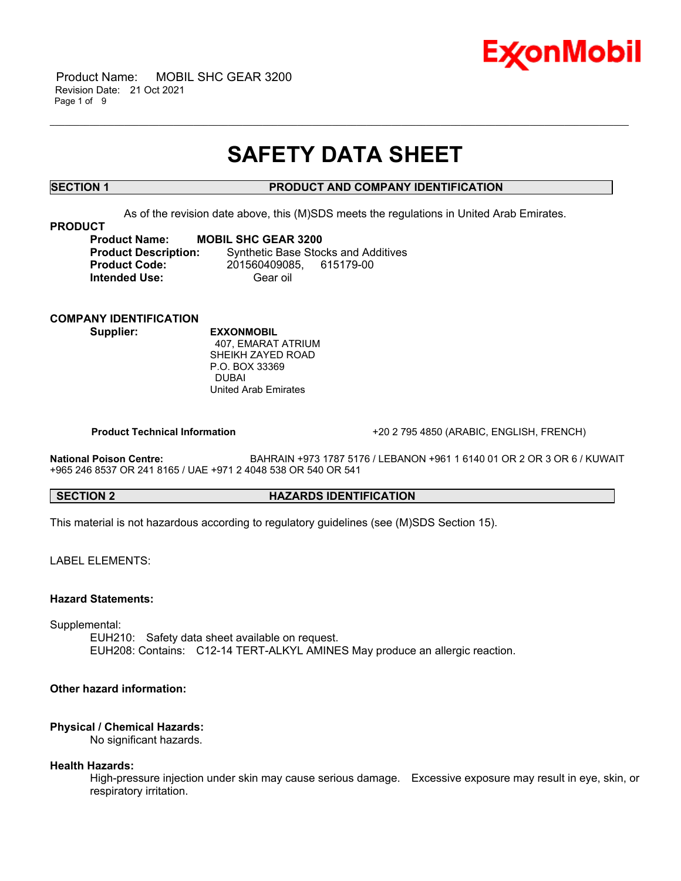# SAFETY DATA SHEET

## SECTION 1 PRODUCT AND COMPANY IDENTIFICATION

As of the revision date above, this (M)SDS meets the regulations in United Arab Emirates.

**PRODUCT**

**Product Name:** **MOBIL SHC GEAR 3200**
**Product Description:** Synthetic Base Stocks and Additives
**Product Code:** 201560409085, 615179-00
**Intended Use:** Gear oil

**COMPANY IDENTIFICATION**

**Supplier:** **EXXONMOBIL**
407, EMARAT ATRIUM
SHEIKH ZAYED ROAD
P.O. BOX 33369
DUBAI
United Arab Emirates

**Product Technical Information** +20 2 795 4850 (ARABIC, ENGLISH, FRENCH)

**National Poison Centre:** BAHRAIN +973 1787 5176 / LEBANON +961 1 6140 01 OR 2 OR 3 OR 6 / KUWAIT +965 246 8537 OR 241 8165 / UAE +971 2 4048 538 OR 540 OR 541

## SECTION 2 HAZARDS IDENTIFICATION

This material is not hazardous according to regulatory guidelines (see (M)SDS Section 15).

LABEL ELEMENTS:

**Hazard Statements:**

Supplemental:
EUH210: Safety data sheet available on request.
EUH208: Contains: C12-14 TERT-ALKYL AMINES May produce an allergic reaction.

**Other hazard information:**

**Physical / Chemical Hazards:**
No significant hazards.

**Health Hazards:**
High-pressure injection under skin may cause serious damage. Excessive exposure may result in eye, skin, or respiratory irritation.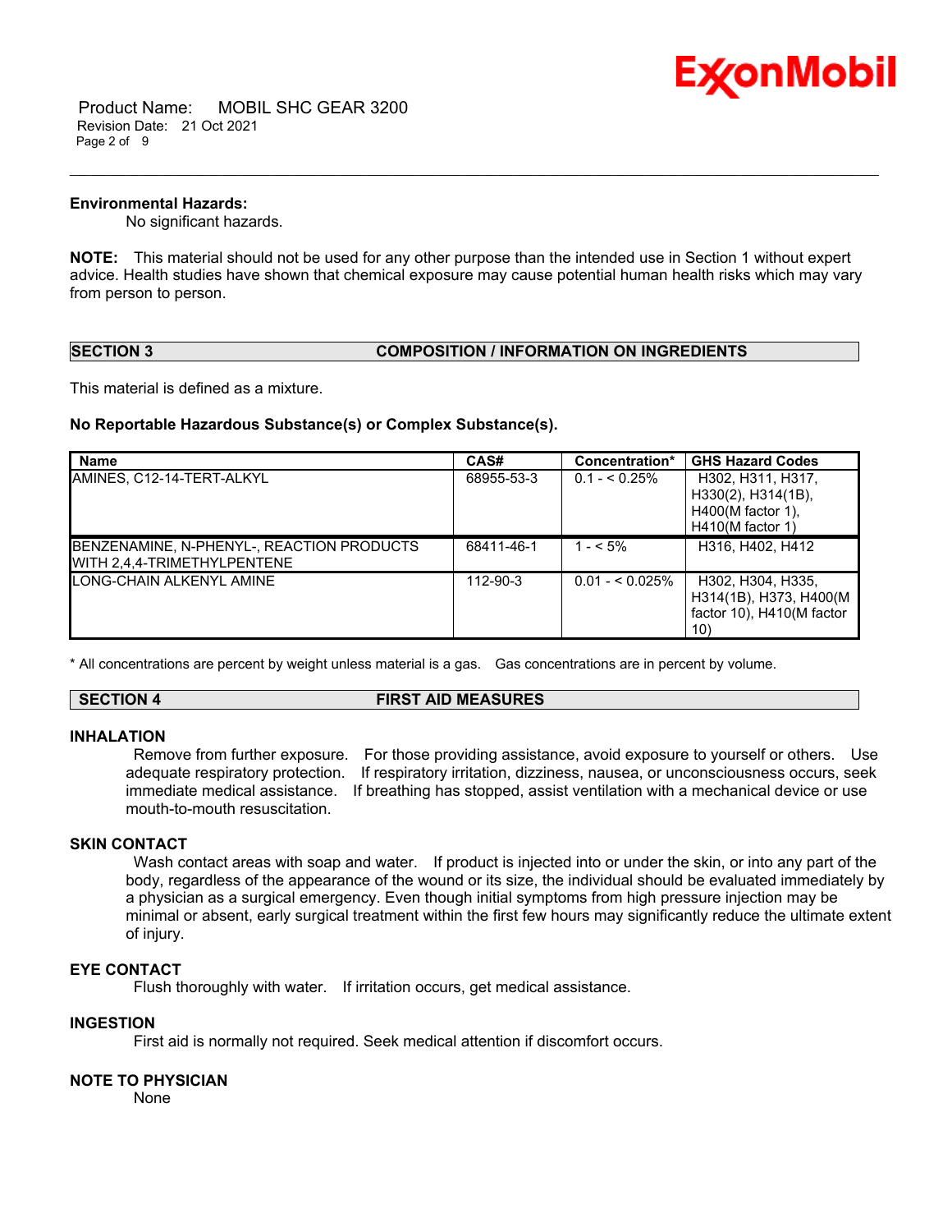**Environmental Hazards:**

No significant hazards.

**NOTE:** This material should not be used for any other purpose than the intended use in Section 1 without expert advice. Health studies have shown that chemical exposure may cause potential human health risks which may vary from person to person.

## SECTION 3 COMPOSITION / INFORMATION ON INGREDIENTS

This material is defined as a mixture.

**No Reportable Hazardous Substance(s) or Complex Substance(s).**

| Name | CAS# | Concentration* | GHS Hazard Codes |
|---|---|---|---|
| AMINES, C12-14-TERT-ALKYL | 68955-53-3 | 0.1 - < 0.25% | H302, H311, H317, H330(2), H314(1B), H400(M factor 1), H410(M factor 1) |
| BENZENAMINE, N-PHENYL-, REACTION PRODUCTS WITH 2,4,4-TRIMETHYLPENTENE | 68411-46-1 | 1 - < 5% | H316, H402, H412 |
| LONG-CHAIN ALKENYL AMINE | 112-90-3 | 0.01 - < 0.025% | H302, H304, H335, H314(1B), H373, H400(M factor 10), H410(M factor 10) |

* All concentrations are percent by weight unless material is a gas. Gas concentrations are in percent by volume.

## SECTION 4 FIRST AID MEASURES

### INHALATION

Remove from further exposure. For those providing assistance, avoid exposure to yourself or others. Use adequate respiratory protection. If respiratory irritation, dizziness, nausea, or unconsciousness occurs, seek immediate medical assistance. If breathing has stopped, assist ventilation with a mechanical device or use mouth-to-mouth resuscitation.

### SKIN CONTACT

Wash contact areas with soap and water. If product is injected into or under the skin, or into any part of the body, regardless of the appearance of the wound or its size, the individual should be evaluated immediately by a physician as a surgical emergency. Even though initial symptoms from high pressure injection may be minimal or absent, early surgical treatment within the first few hours may significantly reduce the ultimate extent of injury.

### EYE CONTACT

Flush thoroughly with water. If irritation occurs, get medical assistance.

### INGESTION

First aid is normally not required. Seek medical attention if discomfort occurs.

### NOTE TO PHYSICIAN

None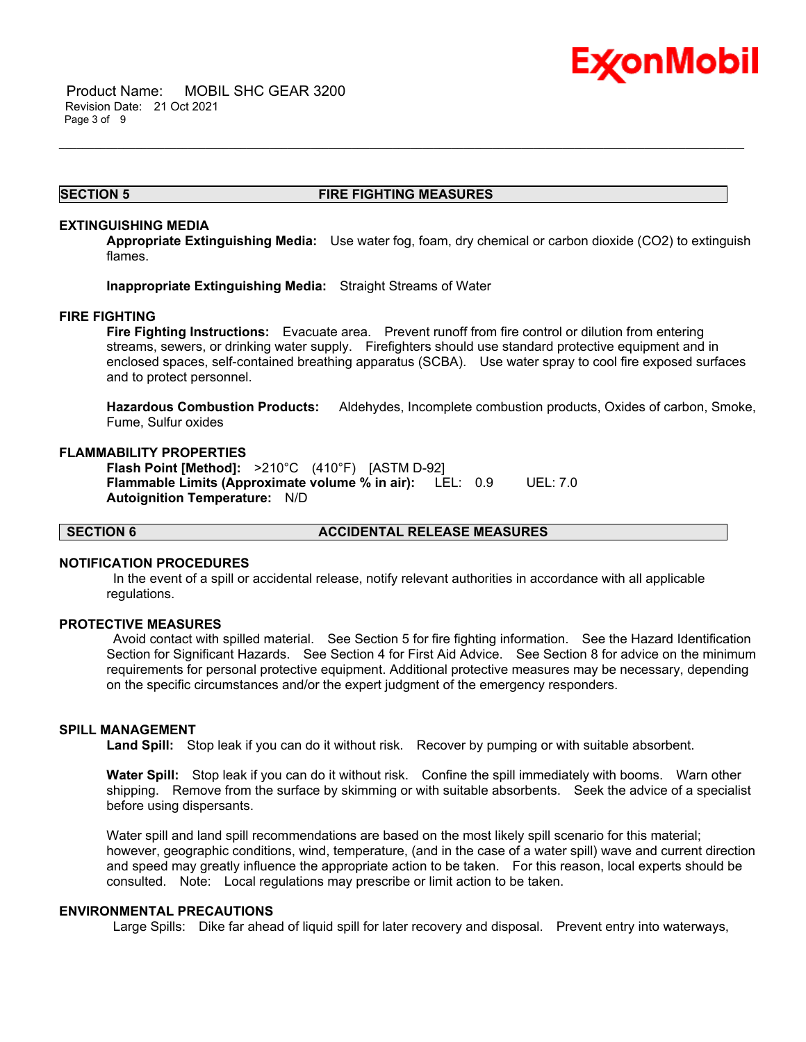## SECTION 5 FIRE FIGHTING MEASURES

### EXTINGUISHING MEDIA

**Appropriate Extinguishing Media:** Use water fog, foam, dry chemical or carbon dioxide ($CO_2$) to extinguish flames.

**Inappropriate Extinguishing Media:** Straight Streams of Water

### FIRE FIGHTING

**Fire Fighting Instructions:** Evacuate area. Prevent runoff from fire control or dilution from entering streams, sewers, or drinking water supply. Firefighters should use standard protective equipment and in enclosed spaces, self-contained breathing apparatus (SCBA). Use water spray to cool fire exposed surfaces and to protect personnel.

**Hazardous Combustion Products:** Aldehydes, Incomplete combustion products, Oxides of carbon, Smoke, Fume, Sulfur oxides

### FLAMMABILITY PROPERTIES

**Flash Point [Method]:** >210°C (410°F) [ASTM D-92]
**Flammable Limits (Approximate volume % in air):** LEL: 0.9 UEL: 7.0
**Autoignition Temperature:** N/D

## SECTION 6 ACCIDENTAL RELEASE MEASURES

### NOTIFICATION PROCEDURES

In the event of a spill or accidental release, notify relevant authorities in accordance with all applicable regulations.

### PROTECTIVE MEASURES

Avoid contact with spilled material. See Section 5 for fire fighting information. See the Hazard Identification Section for Significant Hazards. See Section 4 for First Aid Advice. See Section 8 for advice on the minimum requirements for personal protective equipment. Additional protective measures may be necessary, depending on the specific circumstances and/or the expert judgment of the emergency responders.

### SPILL MANAGEMENT

**Land Spill:** Stop leak if you can do it without risk. Recover by pumping or with suitable absorbent.

**Water Spill:** Stop leak if you can do it without risk. Confine the spill immediately with booms. Warn other shipping. Remove from the surface by skimming or with suitable absorbents. Seek the advice of a specialist before using dispersants.

Water spill and land spill recommendations are based on the most likely spill scenario for this material; however, geographic conditions, wind, temperature, (and in the case of a water spill) wave and current direction and speed may greatly influence the appropriate action to be taken. For this reason, local experts should be consulted. Note: Local regulations may prescribe or limit action to be taken.

### ENVIRONMENTAL PRECAUTIONS

Large Spills: Dike far ahead of liquid spill for later recovery and disposal. Prevent entry into waterways,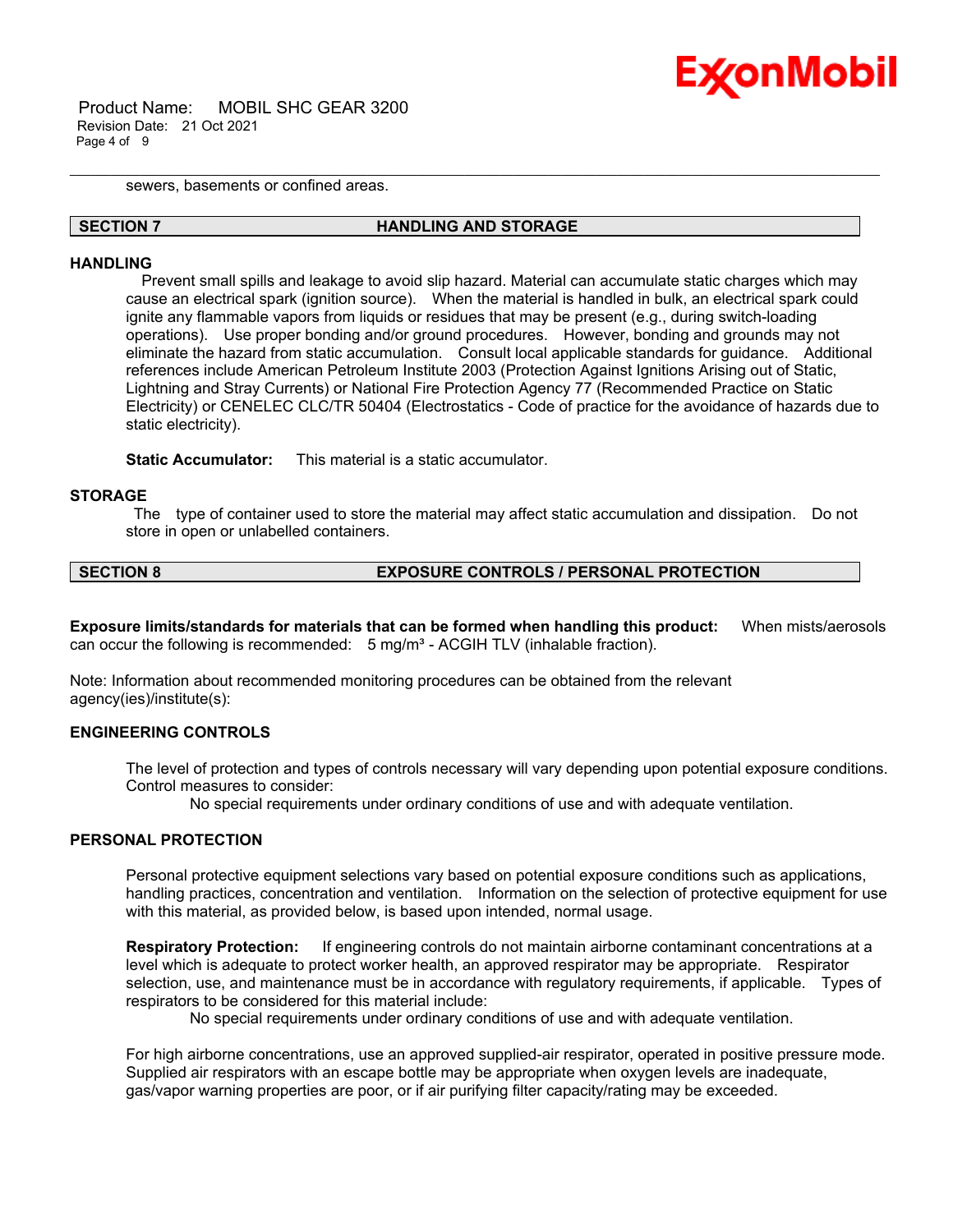sewers, basements or confined areas.

## SECTION 7 HANDLING AND STORAGE

### HANDLING

Prevent small spills and leakage to avoid slip hazard. Material can accumulate static charges which may cause an electrical spark (ignition source). When the material is handled in bulk, an electrical spark could ignite any flammable vapors from liquids or residues that may be present (e.g., during switch-loading operations). Use proper bonding and/or ground procedures. However, bonding and grounds may not eliminate the hazard from static accumulation. Consult local applicable standards for guidance. Additional references include American Petroleum Institute 2003 (Protection Against Ignitions Arising out of Static, Lightning and Stray Currents) or National Fire Protection Agency 77 (Recommended Practice on Static Electricity) or CENELEC CLC/TR 50404 (Electrostatics - Code of practice for the avoidance of hazards due to static electricity).

**Static Accumulator:** This material is a static accumulator.

### STORAGE

The type of container used to store the material may affect static accumulation and dissipation. Do not store in open or unlabelled containers.

## SECTION 8 EXPOSURE CONTROLS / PERSONAL PROTECTION

**Exposure limits/standards for materials that can be formed when handling this product:** When mists/aerosols can occur the following is recommended: 5 mg/m³ - ACGIH TLV (inhalable fraction).

Note: Information about recommended monitoring procedures can be obtained from the relevant agency(ies)/institute(s):

### ENGINEERING CONTROLS

The level of protection and types of controls necessary will vary depending upon potential exposure conditions. Control measures to consider:

No special requirements under ordinary conditions of use and with adequate ventilation.

### PERSONAL PROTECTION

Personal protective equipment selections vary based on potential exposure conditions such as applications, handling practices, concentration and ventilation. Information on the selection of protective equipment for use with this material, as provided below, is based upon intended, normal usage.

**Respiratory Protection:** If engineering controls do not maintain airborne contaminant concentrations at a level which is adequate to protect worker health, an approved respirator may be appropriate. Respirator selection, use, and maintenance must be in accordance with regulatory requirements, if applicable. Types of respirators to be considered for this material include:

No special requirements under ordinary conditions of use and with adequate ventilation.

For high airborne concentrations, use an approved supplied-air respirator, operated in positive pressure mode. Supplied air respirators with an escape bottle may be appropriate when oxygen levels are inadequate, gas/vapor warning properties are poor, or if air purifying filter capacity/rating may be exceeded.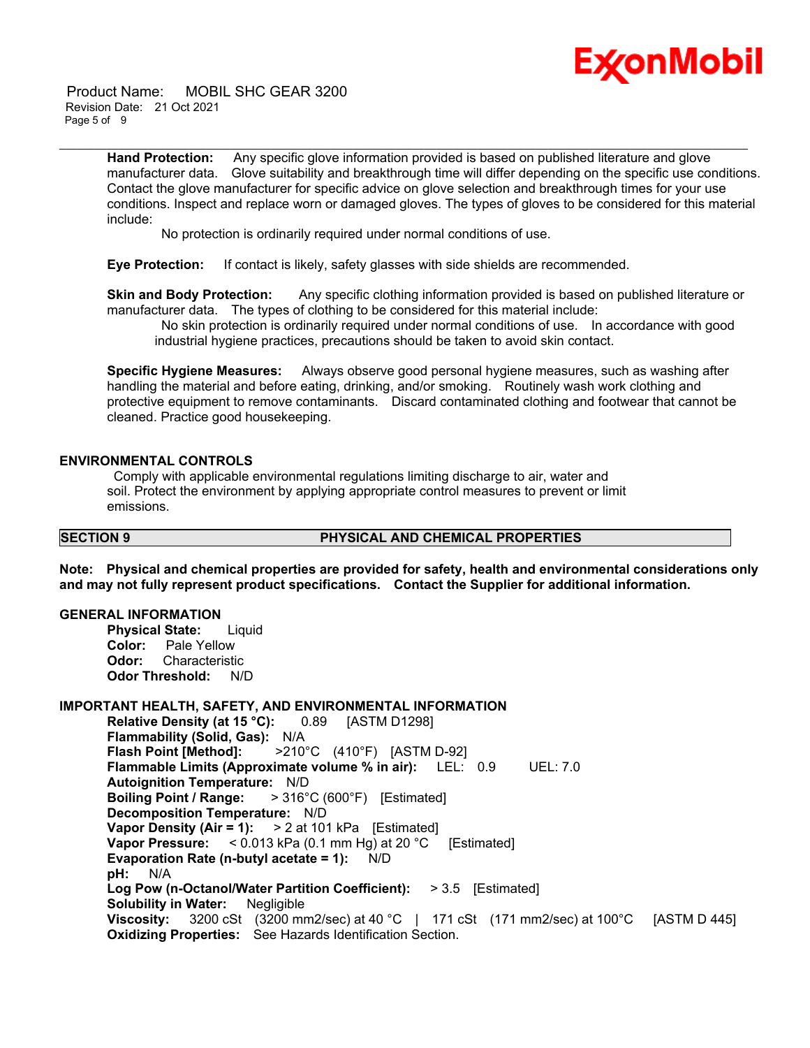**Hand Protection:** Any specific glove information provided is based on published literature and glove manufacturer data. Glove suitability and breakthrough time will differ depending on the specific use conditions. Contact the glove manufacturer for specific advice on glove selection and breakthrough times for your use conditions. Inspect and replace worn or damaged gloves. The types of gloves to be considered for this material include:

No protection is ordinarily required under normal conditions of use.

**Eye Protection:** If contact is likely, safety glasses with side shields are recommended.

**Skin and Body Protection:** Any specific clothing information provided is based on published literature or manufacturer data. The types of clothing to be considered for this material include:

No skin protection is ordinarily required under normal conditions of use. In accordance with good industrial hygiene practices, precautions should be taken to avoid skin contact.

**Specific Hygiene Measures:** Always observe good personal hygiene measures, such as washing after handling the material and before eating, drinking, and/or smoking. Routinely wash work clothing and protective equipment to remove contaminants. Discard contaminated clothing and footwear that cannot be cleaned. Practice good housekeeping.

### ENVIRONMENTAL CONTROLS

Comply with applicable environmental regulations limiting discharge to air, water and soil. Protect the environment by applying appropriate control measures to prevent or limit emissions.

## SECTION 9 PHYSICAL AND CHEMICAL PROPERTIES

**Note: Physical and chemical properties are provided for safety, health and environmental considerations only and may not fully represent product specifications. Contact the Supplier for additional information.**

### GENERAL INFORMATION

**Physical State:** Liquid
**Color:** Pale Yellow
**Odor:** Characteristic
**Odor Threshold:** N/D

### IMPORTANT HEALTH, SAFETY, AND ENVIRONMENTAL INFORMATION

**Relative Density (at 15 °C):** 0.89 [ASTM D1298]
**Flammability (Solid, Gas):** N/A
**Flash Point [Method]:** >210°C (410°F) [ASTM D-92]
**Flammable Limits (Approximate volume % in air):** LEL: 0.9 UEL: 7.0
**Autoignition Temperature:** N/D
**Boiling Point / Range:** > 316°C (600°F) [Estimated]
**Decomposition Temperature:** N/D
**Vapor Density (Air = 1):** > 2 at 101 kPa [Estimated]
**Vapor Pressure:** < 0.013 kPa (0.1 mm Hg) at 20 °C [Estimated]
**Evaporation Rate (n-butyl acetate = 1):** N/D
**pH:** N/A
**Log Pow (n-Octanol/Water Partition Coefficient):** > 3.5 [Estimated]
**Solubility in Water:** Negligible
**Viscosity:** 3200 cSt (3200 mm2/sec) at 40 °C | 171 cSt (171 mm2/sec) at 100°C [ASTM D 445]
**Oxidizing Properties:** See Hazards Identification Section.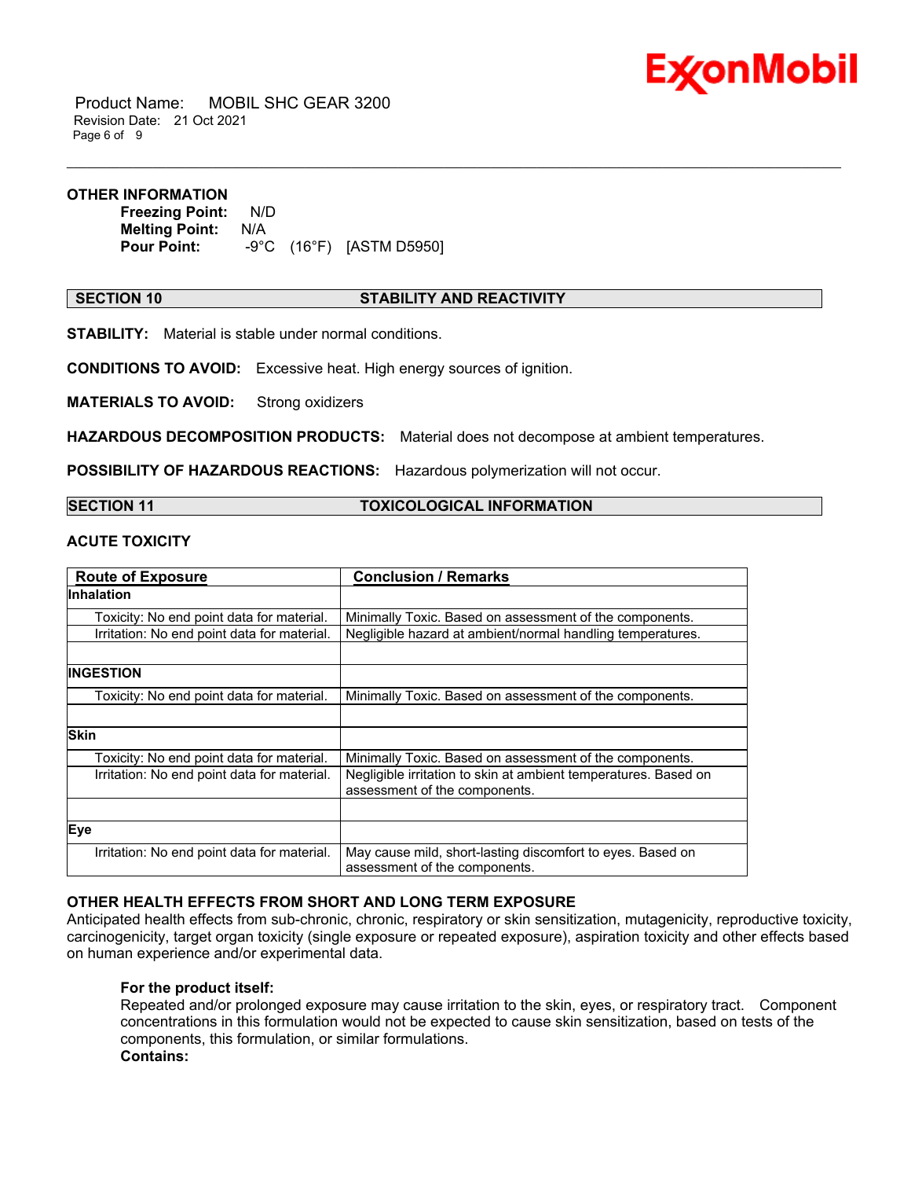### OTHER INFORMATION

**Freezing Point:** N/D
**Melting Point:** N/A
**Pour Point:** -9°C (16°F) [ASTM D5950]

## SECTION 10 STABILITY AND REACTIVITY

**STABILITY:** Material is stable under normal conditions.

**CONDITIONS TO AVOID:** Excessive heat. High energy sources of ignition.

**MATERIALS TO AVOID:** Strong oxidizers

**HAZARDOUS DECOMPOSITION PRODUCTS:** Material does not decompose at ambient temperatures.

**POSSIBILITY OF HAZARDOUS REACTIONS:** Hazardous polymerization will not occur.

## SECTION 11 TOXICOLOGICAL INFORMATION

### ACUTE TOXICITY

| Route of Exposure | Conclusion / Remarks |
|---|---|
| **Inhalation** | |
| Toxicity: No end point data for material. | Minimally Toxic. Based on assessment of the components. |
| Irritation: No end point data for material. | Negligible hazard at ambient/normal handling temperatures. |
| | |
| **INGESTION** | |
| Toxicity: No end point data for material. | Minimally Toxic. Based on assessment of the components. |
| | |
| **Skin** | |
| Toxicity: No end point data for material. | Minimally Toxic. Based on assessment of the components. |
| Irritation: No end point data for material. | Negligible irritation to skin at ambient temperatures. Based on assessment of the components. |
| | |
| **Eye** | |
| Irritation: No end point data for material. | May cause mild, short-lasting discomfort to eyes. Based on assessment of the components. |

### OTHER HEALTH EFFECTS FROM SHORT AND LONG TERM EXPOSURE

Anticipated health effects from sub-chronic, chronic, respiratory or skin sensitization, mutagenicity, reproductive toxicity, carcinogenicity, target organ toxicity (single exposure or repeated exposure), aspiration toxicity and other effects based on human experience and/or experimental data.

**For the product itself:**
Repeated and/or prolonged exposure may cause irritation to the skin, eyes, or respiratory tract. Component concentrations in this formulation would not be expected to cause skin sensitization, based on tests of the components, this formulation, or similar formulations.
**Contains:**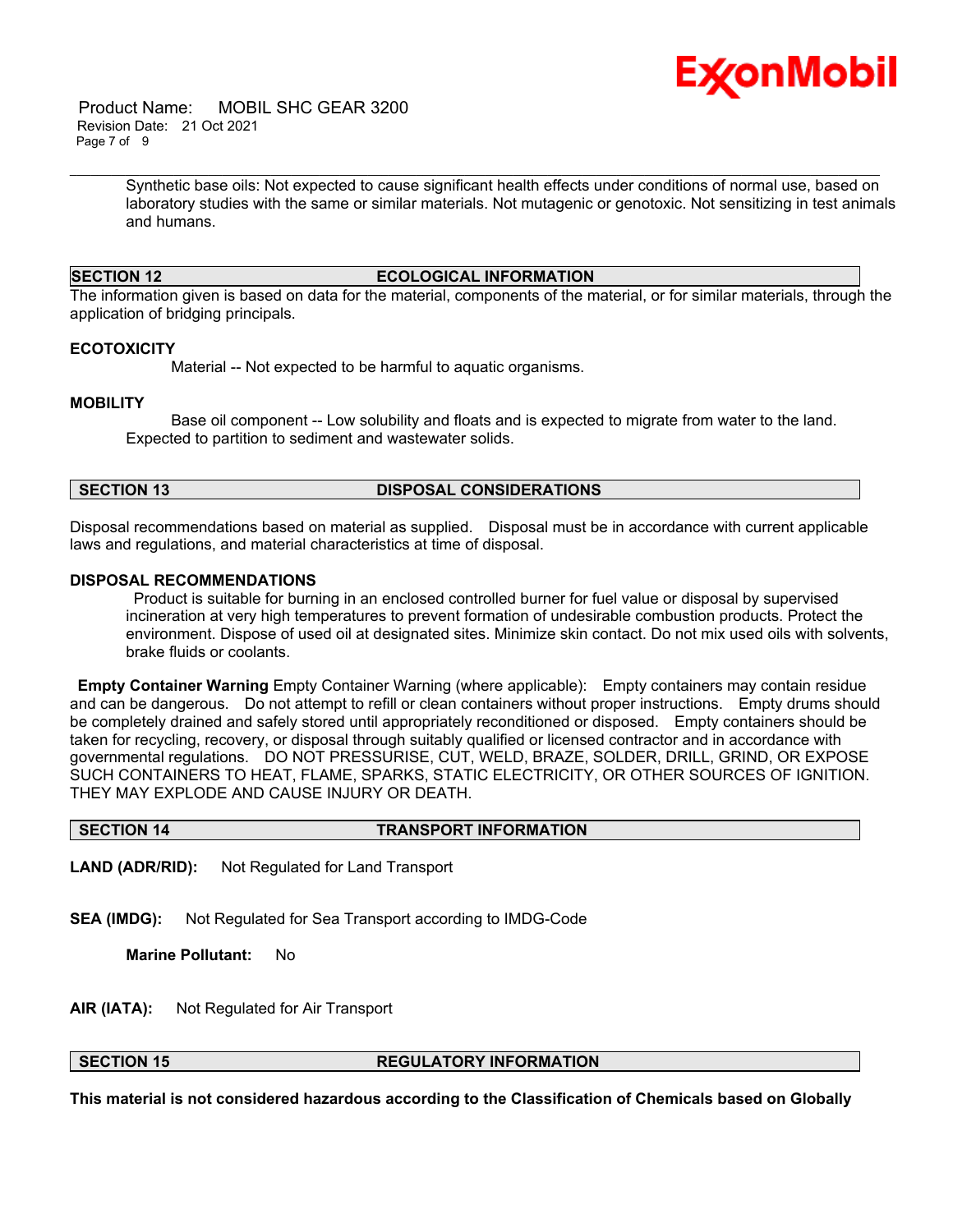Synthetic base oils: Not expected to cause significant health effects under conditions of normal use, based on laboratory studies with the same or similar materials. Not mutagenic or genotoxic. Not sensitizing in test animals and humans.

## SECTION 12 ECOLOGICAL INFORMATION

The information given is based on data for the material, components of the material, or for similar materials, through the application of bridging principals.

### ECOTOXICITY

Material -- Not expected to be harmful to aquatic organisms.

### MOBILITY

Base oil component -- Low solubility and floats and is expected to migrate from water to the land. Expected to partition to sediment and wastewater solids.

## SECTION 13 DISPOSAL CONSIDERATIONS

Disposal recommendations based on material as supplied. Disposal must be in accordance with current applicable laws and regulations, and material characteristics at time of disposal.

### DISPOSAL RECOMMENDATIONS

Product is suitable for burning in an enclosed controlled burner for fuel value or disposal by supervised incineration at very high temperatures to prevent formation of undesirable combustion products. Protect the environment. Dispose of used oil at designated sites. Minimize skin contact. Do not mix used oils with solvents, brake fluids or coolants.

**Empty Container Warning** Empty Container Warning (where applicable): Empty containers may contain residue and can be dangerous. Do not attempt to refill or clean containers without proper instructions. Empty drums should be completely drained and safely stored until appropriately reconditioned or disposed. Empty containers should be taken for recycling, recovery, or disposal through suitably qualified or licensed contractor and in accordance with governmental regulations. DO NOT PRESSURISE, CUT, WELD, BRAZE, SOLDER, DRILL, GRIND, OR EXPOSE SUCH CONTAINERS TO HEAT, FLAME, SPARKS, STATIC ELECTRICITY, OR OTHER SOURCES OF IGNITION. THEY MAY EXPLODE AND CAUSE INJURY OR DEATH.

## SECTION 14 TRANSPORT INFORMATION

**LAND (ADR/RID):** Not Regulated for Land Transport

**SEA (IMDG):** Not Regulated for Sea Transport according to IMDG-Code

**Marine Pollutant:** No

**AIR (IATA):** Not Regulated for Air Transport

## SECTION 15 REGULATORY INFORMATION

**This material is not considered hazardous according to the Classification of Chemicals based on Globally**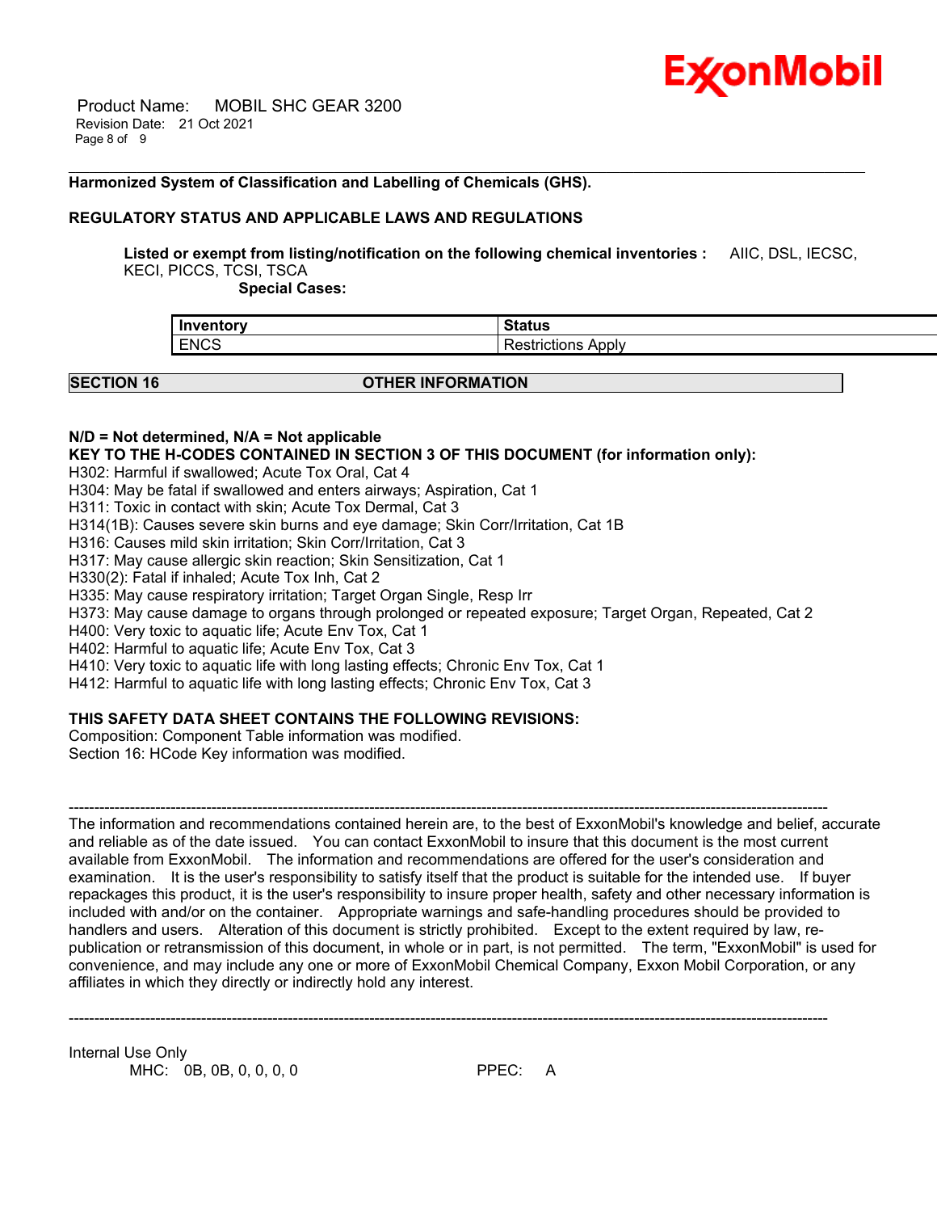**Harmonized System of Classification and Labelling of Chemicals (GHS).**

**REGULATORY STATUS AND APPLICABLE LAWS AND REGULATIONS**

**Listed or exempt from listing/notification on the following chemical inventories :** AIIC, DSL, IECSC, KECI, PICCS, TCSI, TSCA

**Special Cases:**

| Inventory | Status |
| --- | --- |
| ENCS | Restrictions Apply |

## SECTION 16 OTHER INFORMATION

**N/D = Not determined, N/A = Not applicable**

**KEY TO THE H-CODES CONTAINED IN SECTION 3 OF THIS DOCUMENT (for information only):**

H302: Harmful if swallowed; Acute Tox Oral, Cat 4
H304: May be fatal if swallowed and enters airways; Aspiration, Cat 1
H311: Toxic in contact with skin; Acute Tox Dermal, Cat 3
H314(1B): Causes severe skin burns and eye damage; Skin Corr/Irritation, Cat 1B
H316: Causes mild skin irritation; Skin Corr/Irritation, Cat 3
H317: May cause allergic skin reaction; Skin Sensitization, Cat 1
H330(2): Fatal if inhaled; Acute Tox Inh, Cat 2
H335: May cause respiratory irritation; Target Organ Single, Resp Irr
H373: May cause damage to organs through prolonged or repeated exposure; Target Organ, Repeated, Cat 2
H400: Very toxic to aquatic life; Acute Env Tox, Cat 1
H402: Harmful to aquatic life; Acute Env Tox, Cat 3
H410: Very toxic to aquatic life with long lasting effects; Chronic Env Tox, Cat 1
H412: Harmful to aquatic life with long lasting effects; Chronic Env Tox, Cat 3

**THIS SAFETY DATA SHEET CONTAINS THE FOLLOWING REVISIONS:**

Composition: Component Table information was modified.
Section 16: HCode Key information was modified.

-----------------------------------------------------------------------------------------------------------------------------------------------------

The information and recommendations contained herein are, to the best of ExxonMobil's knowledge and belief, accurate and reliable as of the date issued. You can contact ExxonMobil to insure that this document is the most current available from ExxonMobil. The information and recommendations are offered for the user's consideration and examination. It is the user's responsibility to satisfy itself that the product is suitable for the intended use. If buyer repackages this product, it is the user's responsibility to insure proper health, safety and other necessary information is included with and/or on the container. Appropriate warnings and safe-handling procedures should be provided to handlers and users. Alteration of this document is strictly prohibited. Except to the extent required by law, re-publication or retransmission of this document, in whole or in part, is not permitted. The term, "ExxonMobil" is used for convenience, and may include any one or more of ExxonMobil Chemical Company, Exxon Mobil Corporation, or any affiliates in which they directly or indirectly hold any interest.

-----------------------------------------------------------------------------------------------------------------------------------------------------

Internal Use Only

MHC: 0B, 0B, 0, 0, 0, 0 PPEC: A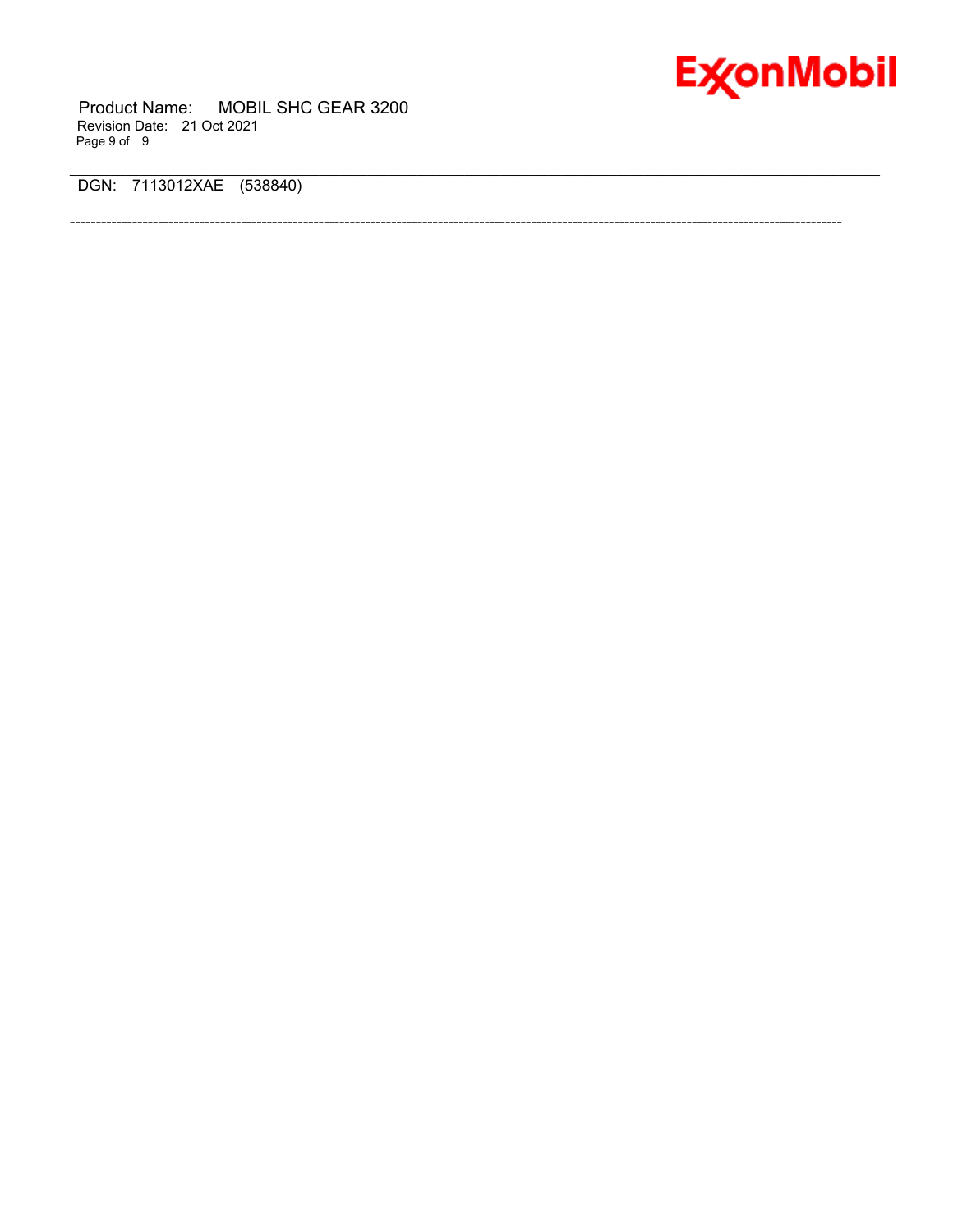DGN: 7113012XAE (538840)

---